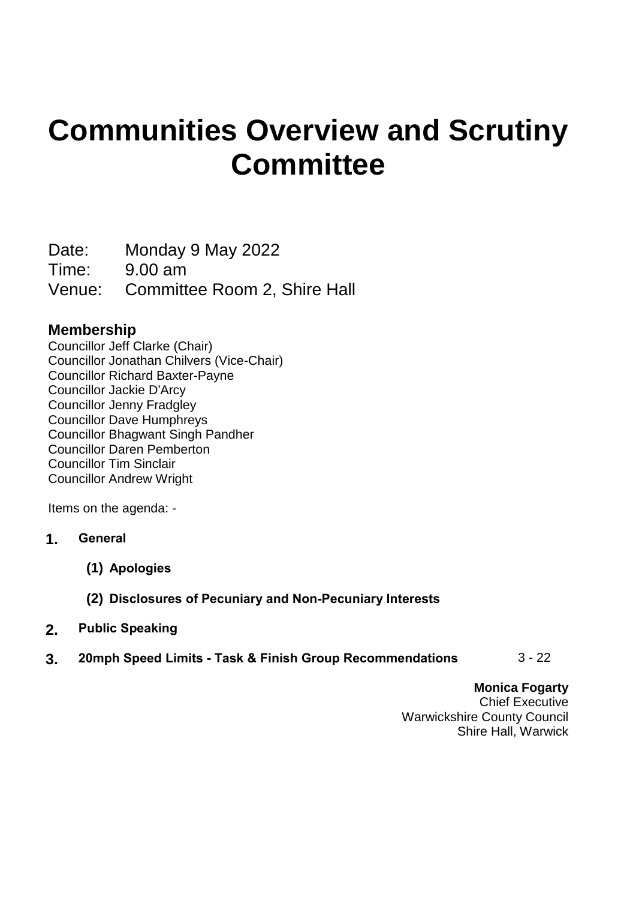# Communities Overview and Scrutiny Committee

Date: Monday 9 May 2022
Time: 9.00 am
Venue: Committee Room 2, Shire Hall

## Membership

Councillor Jeff Clarke (Chair)
Councillor Jonathan Chilvers (Vice-Chair)
Councillor Richard Baxter-Payne
Councillor Jackie D'Arcy
Councillor Jenny Fradgley
Councillor Dave Humphreys
Councillor Bhagwant Singh Pandher
Councillor Daren Pemberton
Councillor Tim Sinclair
Councillor Andrew Wright

Items on the agenda: -

**1. General**

**(1) Apologies**

**(2) Disclosures of Pecuniary and Non-Pecuniary Interests**

**2. Public Speaking**

**3. 20mph Speed Limits - Task & Finish Group Recommendations** 3 - 22

**Monica Fogarty**
Chief Executive
Warwickshire County Council
Shire Hall, Warwick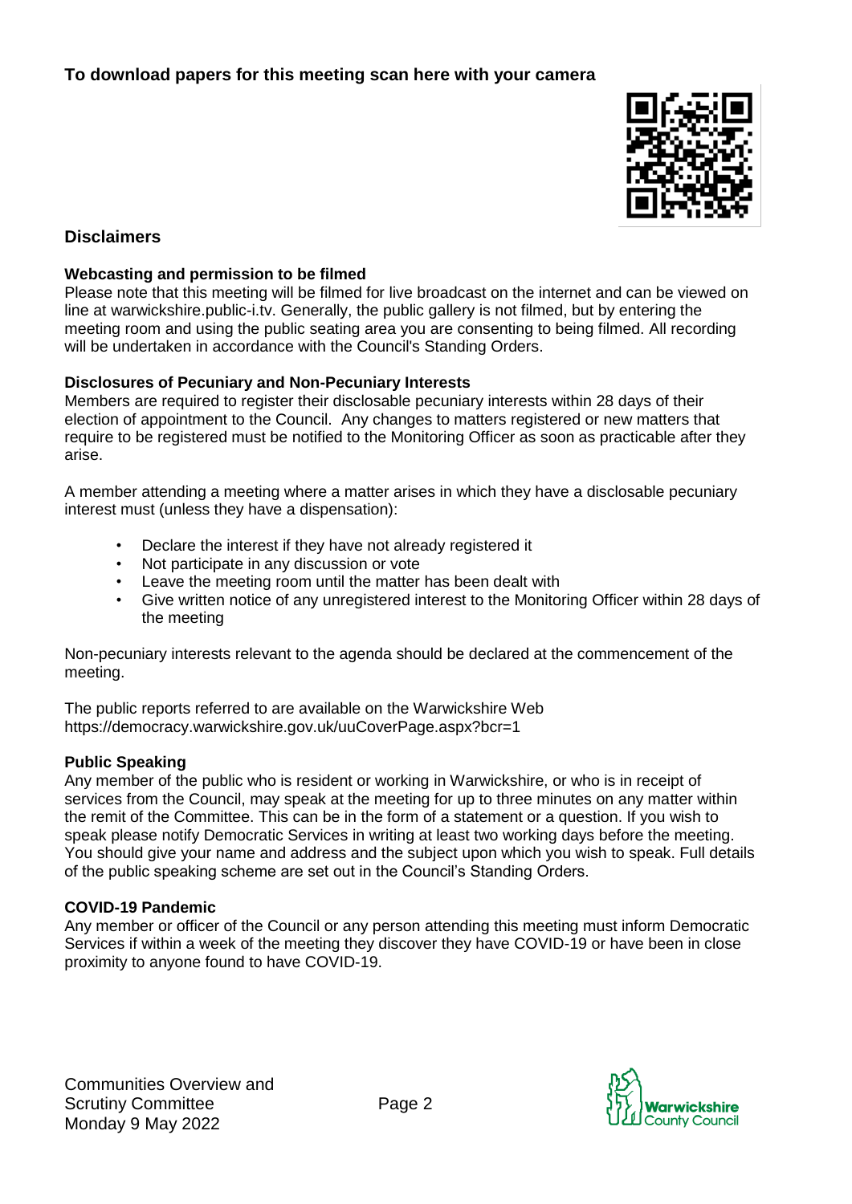**To download papers for this meeting scan here with your camera**

## Disclaimers

**Webcasting and permission to be filmed**

Please note that this meeting will be filmed for live broadcast on the internet and can be viewed on line at warwickshire.public-i.tv. Generally, the public gallery is not filmed, but by entering the meeting room and using the public seating area you are consenting to being filmed. All recording will be undertaken in accordance with the Council's Standing Orders.

**Disclosures of Pecuniary and Non-Pecuniary Interests**

Members are required to register their disclosable pecuniary interests within 28 days of their election of appointment to the Council. Any changes to matters registered or new matters that require to be registered must be notified to the Monitoring Officer as soon as practicable after they arise.

A member attending a meeting where a matter arises in which they have a disclosable pecuniary interest must (unless they have a dispensation):

- Declare the interest if they have not already registered it
- Not participate in any discussion or vote
- Leave the meeting room until the matter has been dealt with
- Give written notice of any unregistered interest to the Monitoring Officer within 28 days of the meeting

Non-pecuniary interests relevant to the agenda should be declared at the commencement of the meeting.

The public reports referred to are available on the Warwickshire Web https://democracy.warwickshire.gov.uk/uuCoverPage.aspx?bcr=1

**Public Speaking**

Any member of the public who is resident or working in Warwickshire, or who is in receipt of services from the Council, may speak at the meeting for up to three minutes on any matter within the remit of the Committee. This can be in the form of a statement or a question. If you wish to speak please notify Democratic Services in writing at least two working days before the meeting. You should give your name and address and the subject upon which you wish to speak. Full details of the public speaking scheme are set out in the Council's Standing Orders.

**COVID-19 Pandemic**

Any member or officer of the Council or any person attending this meeting must inform Democratic Services if within a week of the meeting they discover they have COVID-19 or have been in close proximity to anyone found to have COVID-19.